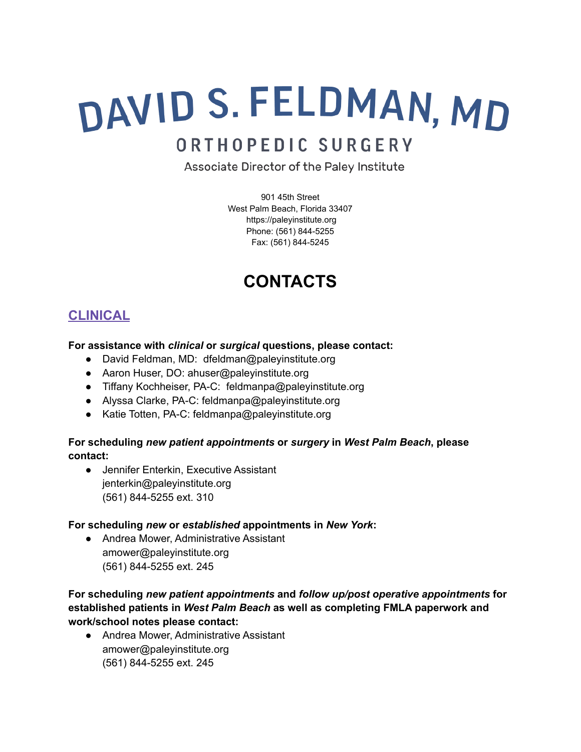# DAVID S. FELDMAN, MD

ORTHOPEDIC SURGERY

Associate Director of the Paley Institute

901 45th Street
West Palm Beach, Florida 33407
https://paleyinstitute.org
Phone: (561) 844-5255
Fax: (561) 844-5245

# CONTACTS

## CLINICAL

**For assistance with *clinical* or *surgical* questions, please contact:**

- David Feldman, MD: dfeldman@paleyinstitute.org
- Aaron Huser, DO: ahuser@paleyinstitute.org
- Tiffany Kochheiser, PA-C: feldmanpa@paleyinstitute.org
- Alyssa Clarke, PA-C: feldmanpa@paleyinstitute.org
- Katie Totten, PA-C: feldmanpa@paleyinstitute.org

**For scheduling *new patient appointments* or *surgery* in *West Palm Beach*, please contact:**

- Jennifer Enterkin, Executive Assistant
  jenterkin@paleyinstitute.org
  (561) 844-5255 ext. 310

**For scheduling *new* or *established* appointments in *New York*:**

- Andrea Mower, Administrative Assistant
  amower@paleyinstitute.org
  (561) 844-5255 ext. 245

**For scheduling *new patient appointments* and *follow up/post operative appointments* for established patients in *West Palm Beach* as well as completing FMLA paperwork and work/school notes please contact:**

- Andrea Mower, Administrative Assistant
  amower@paleyinstitute.org
  (561) 844-5255 ext. 245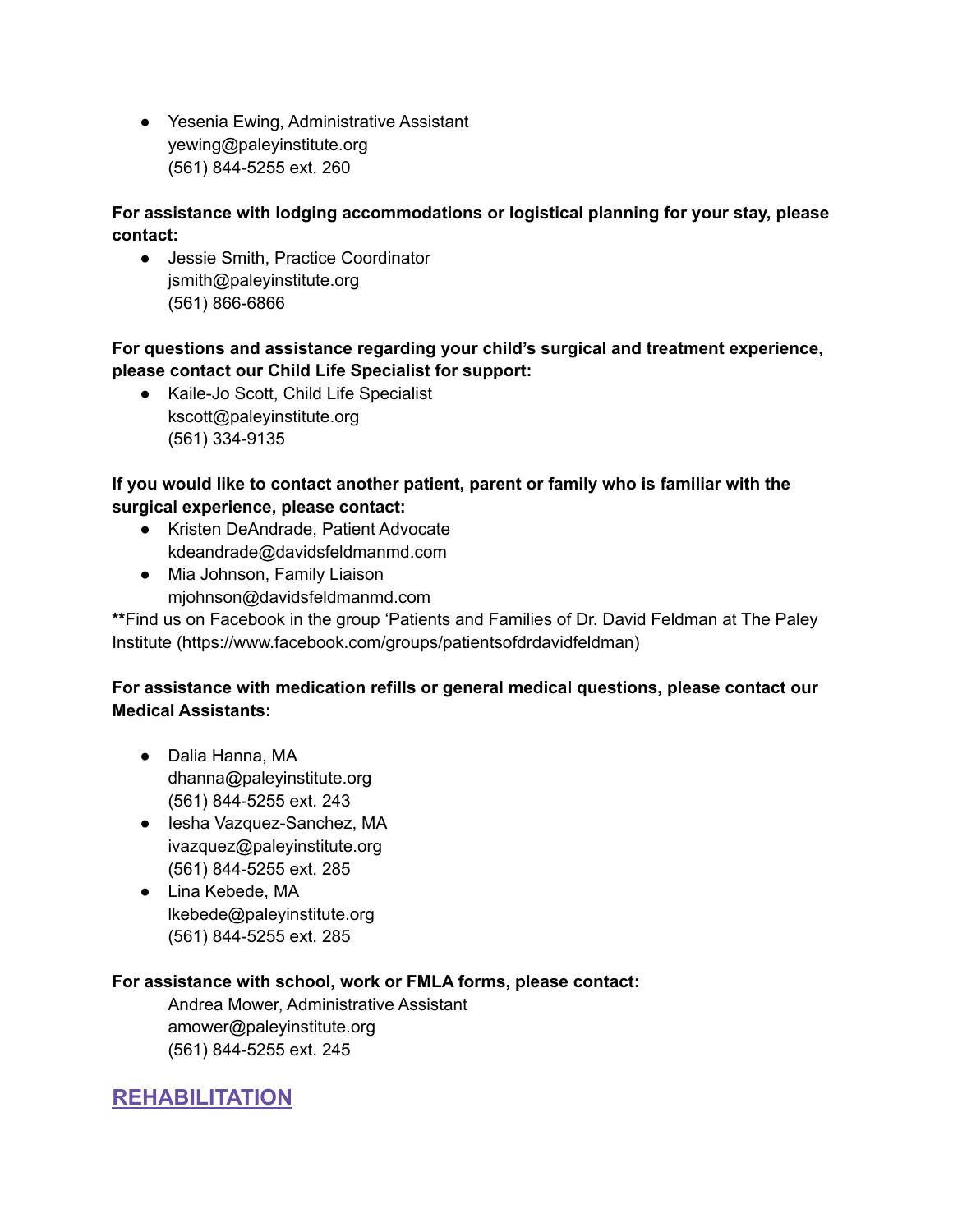- Yesenia Ewing, Administrative Assistant
  yewing@paleyinstitute.org
  (561) 844-5255 ext. 260

**For assistance with lodging accommodations or logistical planning for your stay, please contact:**

- Jessie Smith, Practice Coordinator
  jsmith@paleyinstitute.org
  (561) 866-6866

**For questions and assistance regarding your child's surgical and treatment experience, please contact our Child Life Specialist for support:**

- Kaile-Jo Scott, Child Life Specialist
  kscott@paleyinstitute.org
  (561) 334-9135

**If you would like to contact another patient, parent or family who is familiar with the surgical experience, please contact:**

- Kristen DeAndrade, Patient Advocate
  kdeandrade@davidsfeldmanmd.com
- Mia Johnson, Family Liaison
  mjohnson@davidsfeldmanmd.com

**\*\***Find us on Facebook in the group 'Patients and Families of Dr. David Feldman at The Paley Institute (https://www.facebook.com/groups/patientsofdrdavidfeldman)

**For assistance with medication refills or general medical questions, please contact our Medical Assistants:**

- Dalia Hanna, MA
  dhanna@paleyinstitute.org
  (561) 844-5255 ext. 243
- Iesha Vazquez-Sanchez, MA
  ivazquez@paleyinstitute.org
  (561) 844-5255 ext. 285
- Lina Kebede, MA
  lkebede@paleyinstitute.org
  (561) 844-5255 ext. 285

**For assistance with school, work or FMLA forms, please contact:**

Andrea Mower, Administrative Assistant
amower@paleyinstitute.org
(561) 844-5255 ext. 245

## REHABILITATION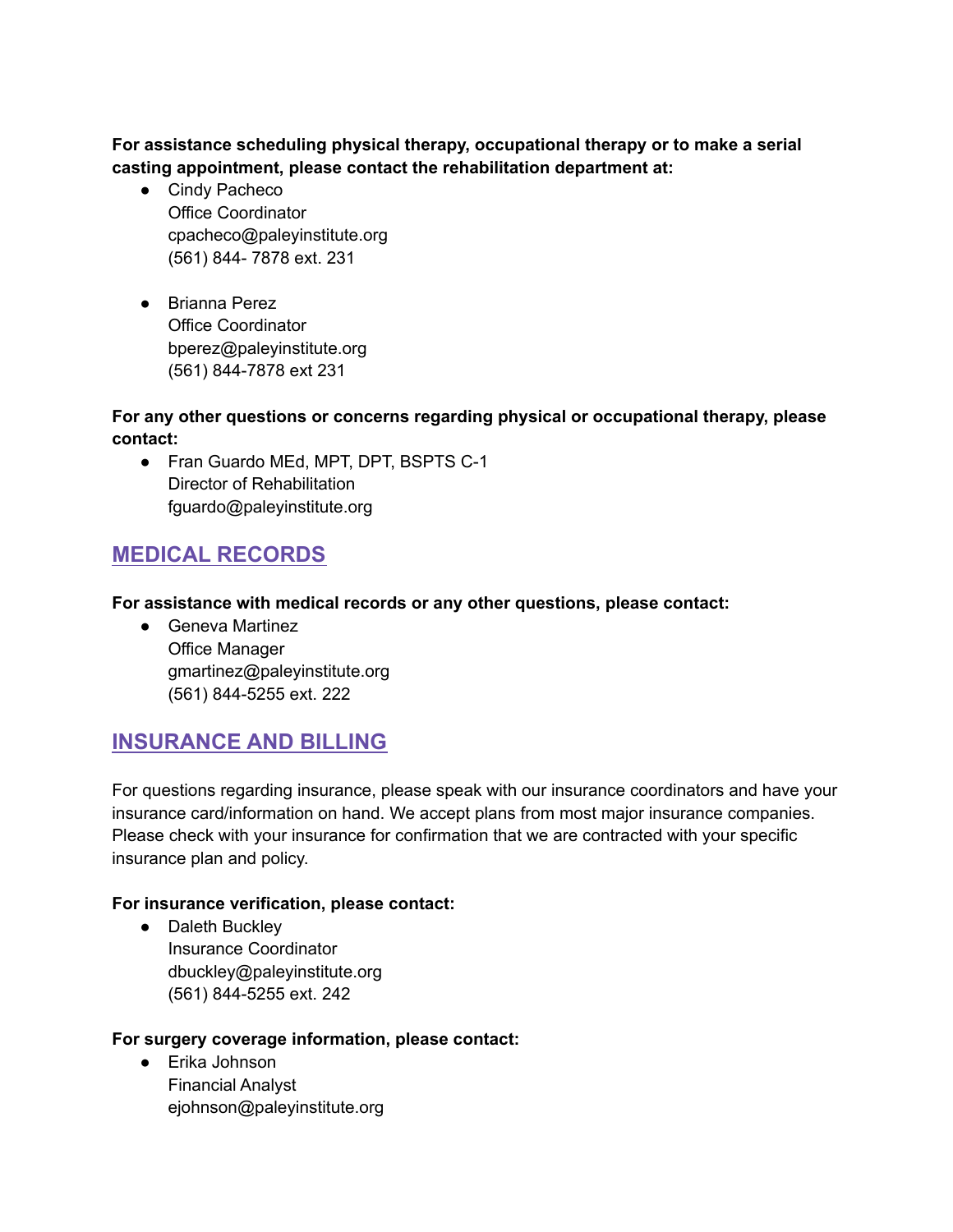**For assistance scheduling physical therapy, occupational therapy or to make a serial casting appointment, please contact the rehabilitation department at:**

- Cindy Pacheco
  Office Coordinator
  cpacheco@paleyinstitute.org
  (561) 844- 7878 ext. 231

- Brianna Perez
  Office Coordinator
  bperez@paleyinstitute.org
  (561) 844-7878 ext 231

**For any other questions or concerns regarding physical or occupational therapy, please contact:**

- Fran Guardo MEd, MPT, DPT, BSPTS C-1
  Director of Rehabilitation
  fguardo@paleyinstitute.org

## MEDICAL RECORDS

**For assistance with medical records or any other questions, please contact:**

- Geneva Martinez
  Office Manager
  gmartinez@paleyinstitute.org
  (561) 844-5255 ext. 222

## INSURANCE AND BILLING

For questions regarding insurance, please speak with our insurance coordinators and have your insurance card/information on hand. We accept plans from most major insurance companies. Please check with your insurance for confirmation that we are contracted with your specific insurance plan and policy.

**For insurance verification, please contact:**

- Daleth Buckley
  Insurance Coordinator
  dbuckley@paleyinstitute.org
  (561) 844-5255 ext. 242

**For surgery coverage information, please contact:**

- Erika Johnson
  Financial Analyst
  ejohnson@paleyinstitute.org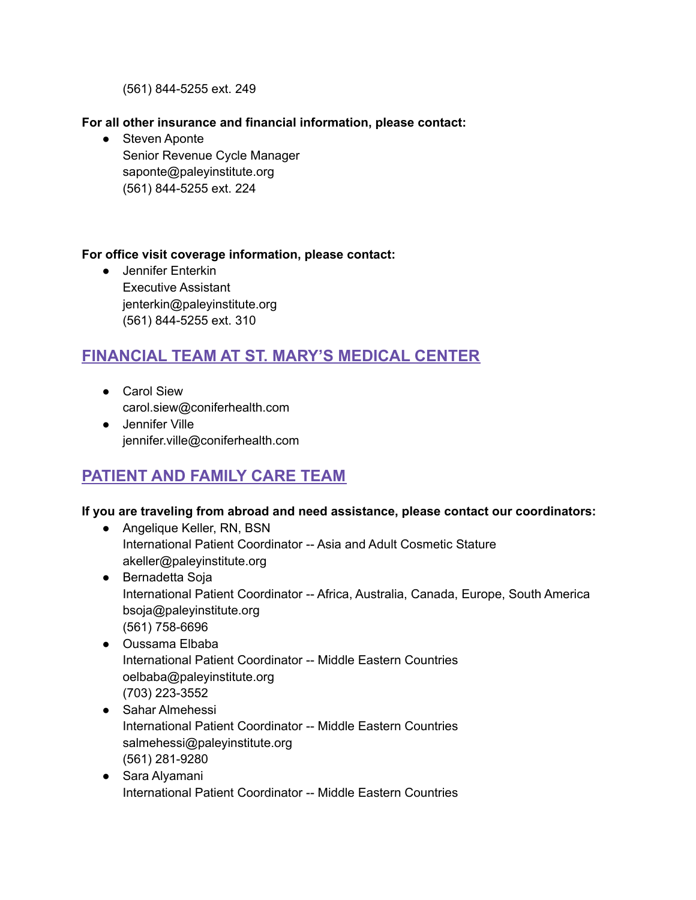(561) 844-5255 ext. 249

**For all other insurance and financial information, please contact:**

- Steven Aponte
  Senior Revenue Cycle Manager
  saponte@paleyinstitute.org
  (561) 844-5255 ext. 224

**For office visit coverage information, please contact:**

- Jennifer Enterkin
  Executive Assistant
  jenterkin@paleyinstitute.org
  (561) 844-5255 ext. 310

## FINANCIAL TEAM AT ST. MARY'S MEDICAL CENTER

- Carol Siew
  carol.siew@coniferhealth.com
- Jennifer Ville
  jennifer.ville@coniferhealth.com

## PATIENT AND FAMILY CARE TEAM

**If you are traveling from abroad and need assistance, please contact our coordinators:**

- Angelique Keller, RN, BSN
  International Patient Coordinator -- Asia and Adult Cosmetic Stature
  akeller@paleyinstitute.org
- Bernadetta Soja
  International Patient Coordinator -- Africa, Australia, Canada, Europe, South America
  bsoja@paleyinstitute.org
  (561) 758-6696
- Oussama Elbaba
  International Patient Coordinator -- Middle Eastern Countries
  oelbaba@paleyinstitute.org
  (703) 223-3552
- Sahar Almehessi
  International Patient Coordinator -- Middle Eastern Countries
  salmehessi@paleyinstitute.org
  (561) 281-9280
- Sara Alyamani
  International Patient Coordinator -- Middle Eastern Countries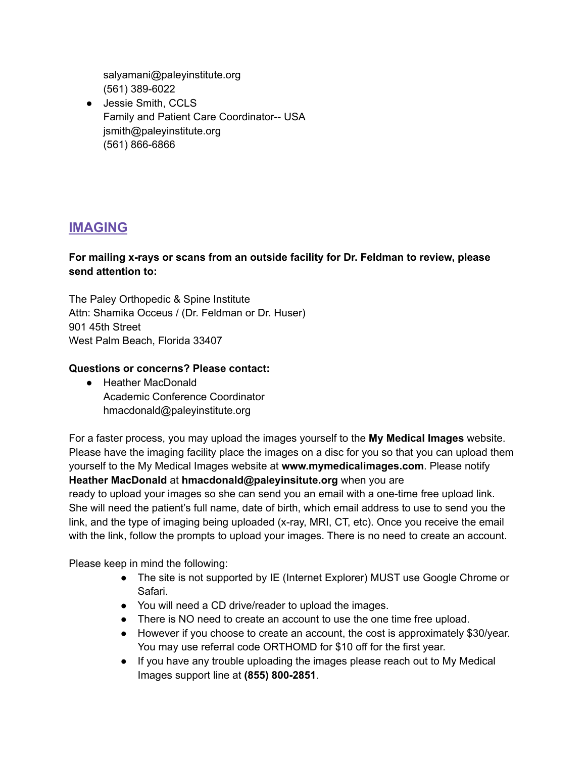salyamani@paleyinstitute.org
(561) 389-6022

- Jessie Smith, CCLS
  Family and Patient Care Coordinator-- USA
  jsmith@paleyinstitute.org
  (561) 866-6866

## IMAGING

**For mailing x-rays or scans from an outside facility for Dr. Feldman to review, please send attention to:**

The Paley Orthopedic & Spine Institute
Attn: Shamika Occeus / (Dr. Feldman or Dr. Huser)
901 45th Street
West Palm Beach, Florida 33407

**Questions or concerns? Please contact:**

- Heather MacDonald
  Academic Conference Coordinator
  hmacdonald@paleyinstitute.org

For a faster process, you may upload the images yourself to the **My Medical Images** website. Please have the imaging facility place the images on a disc for you so that you can upload them yourself to the My Medical Images website at **www.mymedicalimages.com**. Please notify **Heather MacDonald** at **hmacdonald@paleyinsitute.org** when you are ready to upload your images so she can send you an email with a one-time free upload link. She will need the patient's full name, date of birth, which email address to use to send you the link, and the type of imaging being uploaded (x-ray, MRI, CT, etc). Once you receive the email with the link, follow the prompts to upload your images. There is no need to create an account.

Please keep in mind the following:

- The site is not supported by IE (Internet Explorer) MUST use Google Chrome or Safari.
- You will need a CD drive/reader to upload the images.
- There is NO need to create an account to use the one time free upload.
- However if you choose to create an account, the cost is approximately $30/year. You may use referral code ORTHOMD for $10 off for the first year.
- If you have any trouble uploading the images please reach out to My Medical Images support line at **(855) 800-2851**.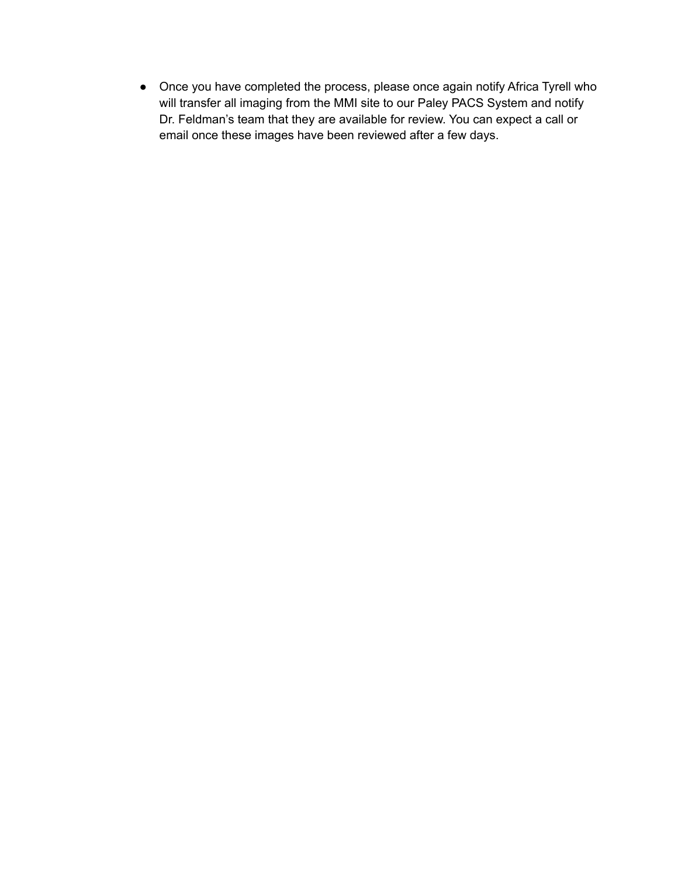- Once you have completed the process, please once again notify Africa Tyrell who will transfer all imaging from the MMI site to our Paley PACS System and notify Dr. Feldman's team that they are available for review. You can expect a call or email once these images have been reviewed after a few days.